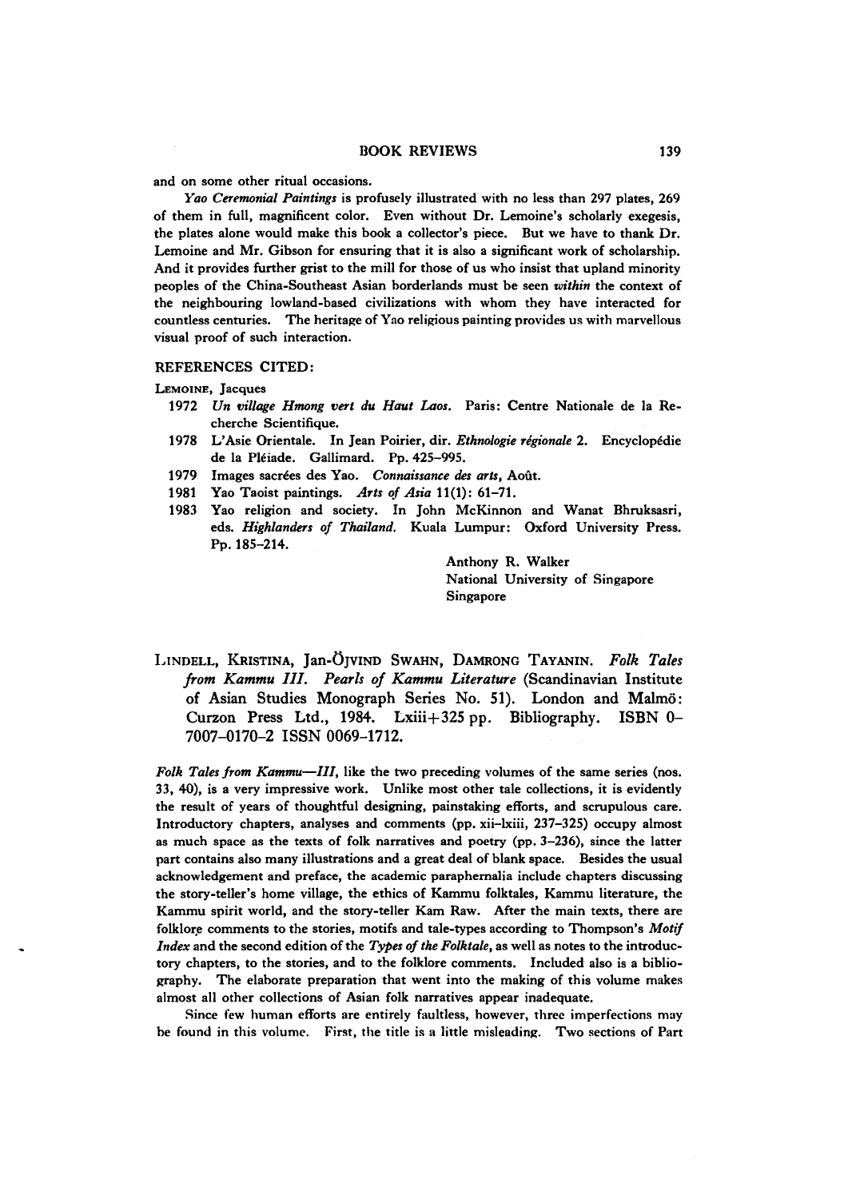and on some other ritual occasions.

*Yao Ceremonial Paintings* is profusely illustrated with no less than 297 plates, 269 of them in full, magnificent color. Even without Dr. Lemoine's scholarly exegesis, the plates alone would make this book a collector's piece. But we have to thank Dr. Lemoine and Mr. Gibson for ensuring that it is also a significant work of scholarship. And it provides further grist to the mill for those of us who insist that upland minority peoples of the China-Southeast Asian borderlands must be seen *within* the context of the neighbouring lowland-based civilizations with whom they have interacted for countless centuries. The heritage of Yao religious painting provides us with marvellous visual proof of such interaction.

## REFERENCES CITED:

LEMOINE, Jacques

1972 *Un village Hmong vert du Haut Laos*. Paris: Centre Nationale de la Recherche Scientifique.

1978 L'Asie Orientale. In Jean Poirier, dir. *Ethnologie régionale* 2. Encyclopédie de la Pléiade. Gallimard. Pp. 425–995.

1979 Images sacrées des Yao. *Connaissance des arts*, Août.

1981 Yao Taoist paintings. *Arts of Asia* 11(1): 61–71.

1983 Yao religion and society. In John McKinnon and Wanat Bhruksasri, eds. *Highlanders of Thailand*. Kuala Lumpur: Oxford University Press. Pp. 185–214.

Anthony R. Walker
National University of Singapore
Singapore

---

LINDELL, KRISTINA, JAN-ÖJVIND SWAHN, DAMRONG TAYANIN. *Folk Tales from Kammu III. Pearls of Kammu Literature* (Scandinavian Institute of Asian Studies Monograph Series No. 51). London and Malmö: Curzon Press Ltd., 1984. Lxiii+325 pp. Bibliography. ISBN 0-7007-0170-2 ISSN 0069-1712.

*Folk Tales from Kammu—III*, like the two preceding volumes of the same series (nos. 33, 40), is a very impressive work. Unlike most other tale collections, it is evidently the result of years of thoughtful designing, painstaking efforts, and scrupulous care. Introductory chapters, analyses and comments (pp. xii–lxiii, 237–325) occupy almost as much space as the texts of folk narratives and poetry (pp. 3–236), since the latter part contains also many illustrations and a great deal of blank space. Besides the usual acknowledgement and preface, the academic paraphernalia include chapters discussing the story-teller's home village, the ethics of Kammu folktales, Kammu literature, the Kammu spirit world, and the story-teller Kam Raw. After the main texts, there are folklore comments to the stories, motifs and tale-types according to Thompson's *Motif Index* and the second edition of the *Types of the Folktale*, as well as notes to the introductory chapters, to the stories, and to the folklore comments. Included also is a bibliography. The elaborate preparation that went into the making of this volume makes almost all other collections of Asian folk narratives appear inadequate.

Since few human efforts are entirely faultless, however, three imperfections may be found in this volume. First, the title is a little misleading. Two sections of Part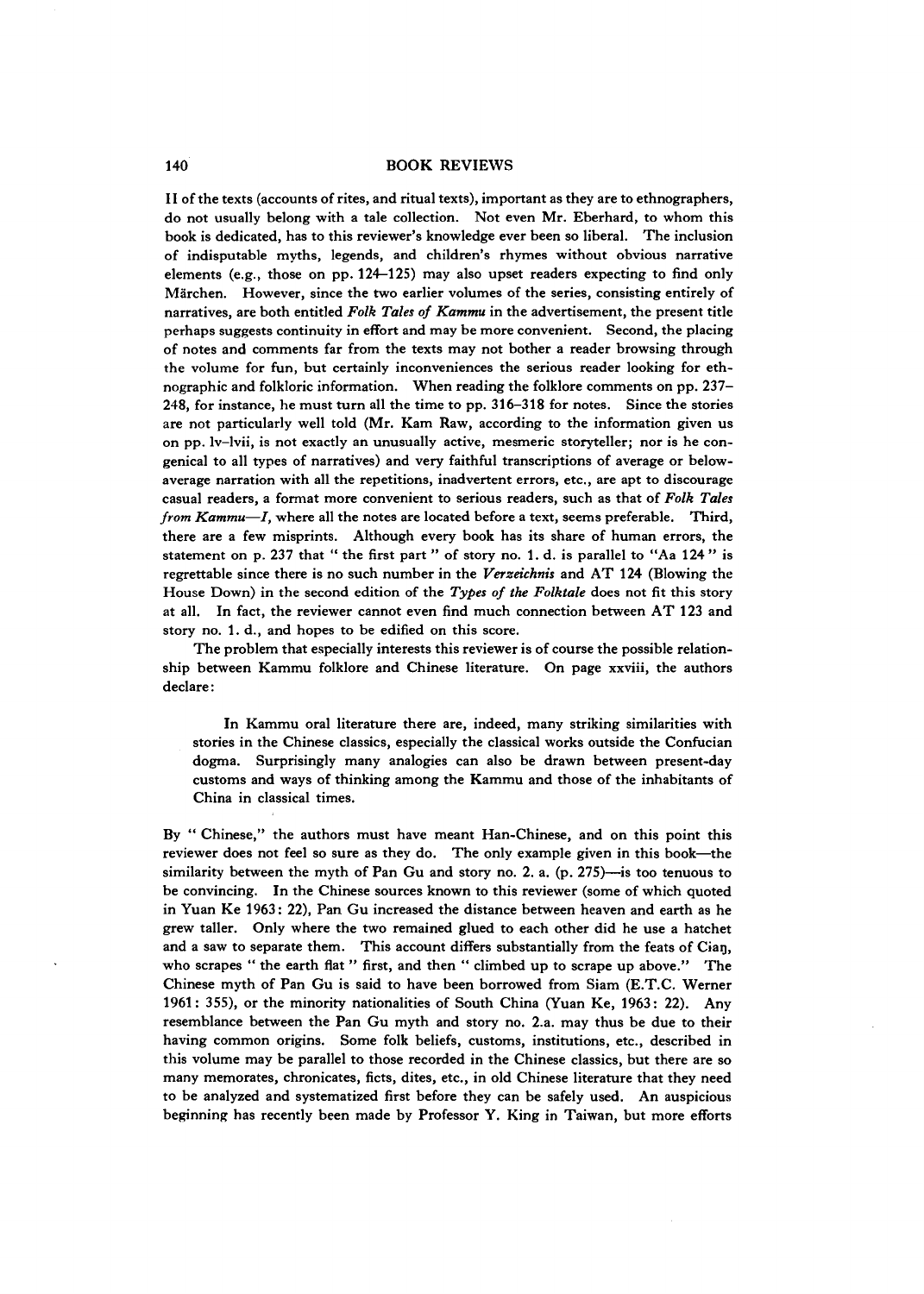II of the texts (accounts of rites, and ritual texts), important as they are to ethnographers, do not usually belong with a tale collection. Not even Mr. Eberhard, to whom this book is dedicated, has to this reviewer's knowledge ever been so liberal. The inclusion of indisputable myths, legends, and children's rhymes without obvious narrative elements (e.g., those on pp. 124–125) may also upset readers expecting to find only Märchen. However, since the two earlier volumes of the series, consisting entirely of narratives, are both entitled *Folk Tales of Kammu* in the advertisement, the present title perhaps suggests continuity in effort and may be more convenient. Second, the placing of notes and comments far from the texts may not bother a reader browsing through the volume for fun, but certainly inconveniences the serious reader looking for ethnographic and folkloric information. When reading the folklore comments on pp. 237–248, for instance, he must turn all the time to pp. 316–318 for notes. Since the stories are not particularly well told (Mr. Kam Raw, according to the information given us on pp. lv–lvii, is not exactly an unusually active, mesmeric storyteller; nor is he congenical to all types of narratives) and very faithful transcriptions of average or below-average narration with all the repetitions, inadvertent errors, etc., are apt to discourage casual readers, a format more convenient to serious readers, such as that of *Folk Tales from Kammu—I*, where all the notes are located before a text, seems preferable. Third, there are a few misprints. Although every book has its share of human errors, the statement on p. 237 that " the first part " of story no. 1. d. is parallel to "Aa 124 " is regrettable since there is no such number in the *Verzeichnis* and AT 124 (Blowing the House Down) in the second edition of the *Types of the Folktale* does not fit this story at all. In fact, the reviewer cannot even find much connection between AT 123 and story no. 1. d., and hopes to be edified on this score.

The problem that especially interests this reviewer is of course the possible relationship between Kammu folklore and Chinese literature. On page xxviii, the authors declare:

> In Kammu oral literature there are, indeed, many striking similarities with stories in the Chinese classics, especially the classical works outside the Confucian dogma. Surprisingly many analogies can also be drawn between present-day customs and ways of thinking among the Kammu and those of the inhabitants of China in classical times.

By " Chinese," the authors must have meant Han-Chinese, and on this point this reviewer does not feel so sure as they do. The only example given in this book—the similarity between the myth of Pan Gu and story no. 2. a. (p. 275)—is too tenuous to be convincing. In the Chinese sources known to this reviewer (some of which quoted in Yuan Ke 1963: 22), Pan Gu increased the distance between heaven and earth as he grew taller. Only where the two remained glued to each other did he use a hatchet and a saw to separate them. This account differs substantially from the feats of Ciaŋ, who scrapes " the earth flat " first, and then " climbed up to scrape up above." The Chinese myth of Pan Gu is said to have been borrowed from Siam (E.T.C. Werner 1961: 355), or the minority nationalities of South China (Yuan Ke, 1963: 22). Any resemblance between the Pan Gu myth and story no. 2.a. may thus be due to their having common origins. Some folk beliefs, customs, institutions, etc., described in this volume may be parallel to those recorded in the Chinese classics, but there are so many memorates, chronicates, ficts, dites, etc., in old Chinese literature that they need to be analyzed and systematized first before they can be safely used. An auspicious beginning has recently been made by Professor Y. King in Taiwan, but more efforts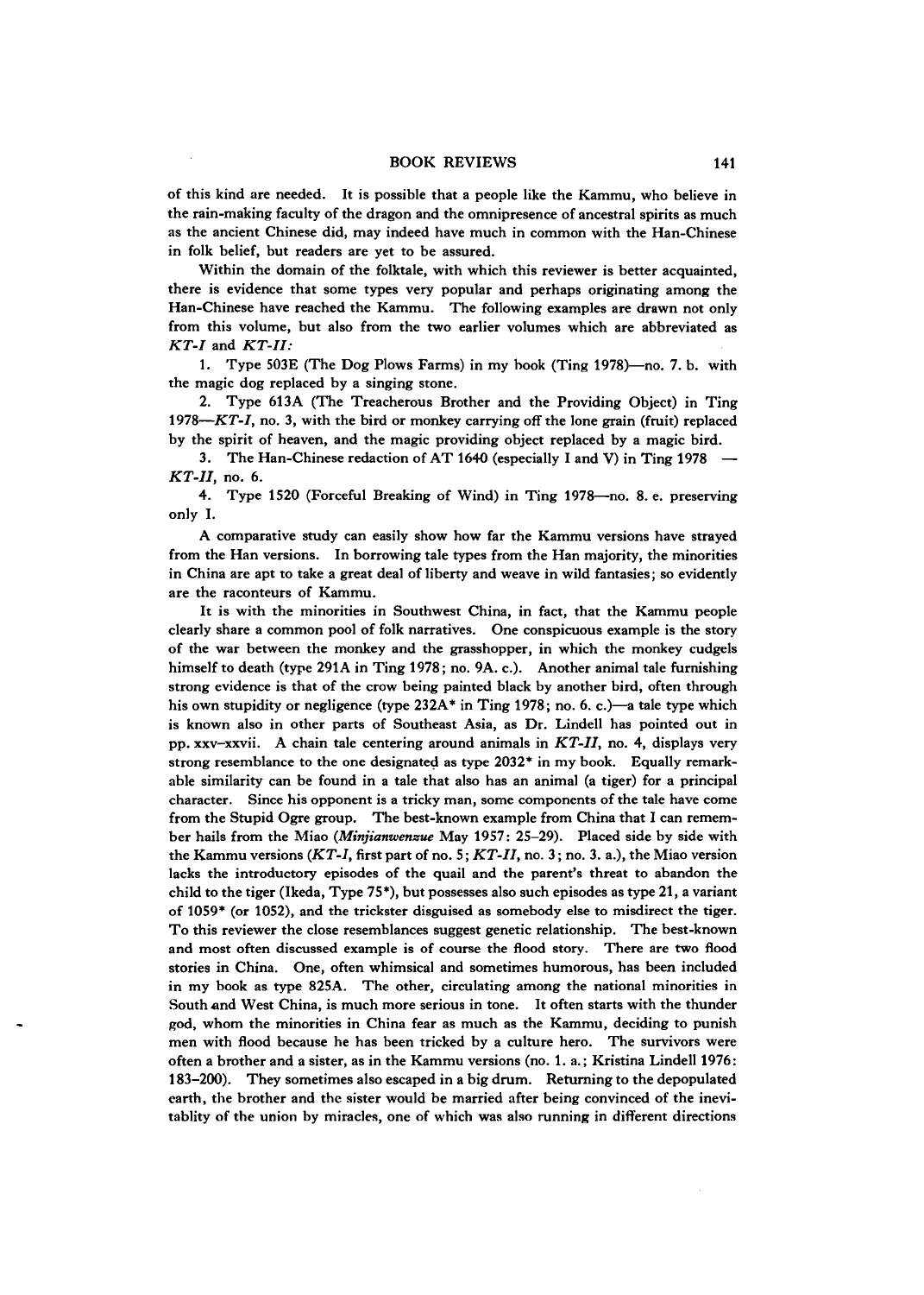of this kind are needed. It is possible that a people like the Kammu, who believe in the rain-making faculty of the dragon and the omnipresence of ancestral spirits as much as the ancient Chinese did, may indeed have much in common with the Han-Chinese in folk belief, but readers are yet to be assured.

Within the domain of the folktale, with which this reviewer is better acquainted, there is evidence that some types very popular and perhaps originating among the Han-Chinese have reached the Kammu. The following examples are drawn not only from this volume, but also from the two earlier volumes which are abbreviated as *KT-I* and *KT-II:*

1. Type 503E (The Dog Plows Farms) in my book (Ting 1978)—no. 7. b. with the magic dog replaced by a singing stone.
2. Type 613A (The Treacherous Brother and the Providing Object) in Ting 1978—*KT-I*, no. 3, with the bird or monkey carrying off the lone grain (fruit) replaced by the spirit of heaven, and the magic providing object replaced by a magic bird.
3. The Han-Chinese redaction of AT 1640 (especially I and V) in Ting 1978 — *KT-II*, no. 6.
4. Type 1520 (Forceful Breaking of Wind) in Ting 1978—no. 8. e. preserving only I.

A comparative study can easily show how far the Kammu versions have strayed from the Han versions. In borrowing tale types from the Han majority, the minorities in China are apt to take a great deal of liberty and weave in wild fantasies; so evidently are the raconteurs of Kammu.

It is with the minorities in Southwest China, in fact, that the Kammu people clearly share a common pool of folk narratives. One conspicuous example is the story of the war between the monkey and the grasshopper, in which the monkey cudgels himself to death (type 291A in Ting 1978; no. 9A. c.). Another animal tale furnishing strong evidence is that of the crow being painted black by another bird, often through his own stupidity or negligence (type 232A* in Ting 1978; no. 6. c.)—a tale type which is known also in other parts of Southeast Asia, as Dr. Lindell has pointed out in pp. xxv–xxvii. A chain tale centering around animals in *KT-II*, no. 4, displays very strong resemblance to the one designated as type 2032* in my book. Equally remarkable similarity can be found in a tale that also has an animal (a tiger) for a principal character. Since his opponent is a tricky man, some components of the tale have come from the Stupid Ogre group. The best-known example from China that I can remember hails from the Miao (*Minjianwenxue* May 1957: 25–29). Placed side by side with the Kammu versions (*KT-I*, first part of no. 5; *KT-II*, no. 3; no. 3. a.), the Miao version lacks the introductory episodes of the quail and the parent's threat to abandon the child to the tiger (Ikeda, Type 75*), but possesses also such episodes as type 21, a variant of 1059* (or 1052), and the trickster disguised as somebody else to misdirect the tiger. To this reviewer the close resemblances suggest genetic relationship. The best-known and most often discussed example is of course the flood story. There are two flood stories in China. One, often whimsical and sometimes humorous, has been included in my book as type 825A. The other, circulating among the national minorities in South and West China, is much more serious in tone. It often starts with the thunder god, whom the minorities in China fear as much as the Kammu, deciding to punish men with flood because he has been tricked by a culture hero. The survivors were often a brother and a sister, as in the Kammu versions (no. 1. a.; Kristina Lindell 1976: 183–200). They sometimes also escaped in a big drum. Returning to the depopulated earth, the brother and the sister would be married after being convinced of the inevitablity of the union by miracles, one of which was also running in different directions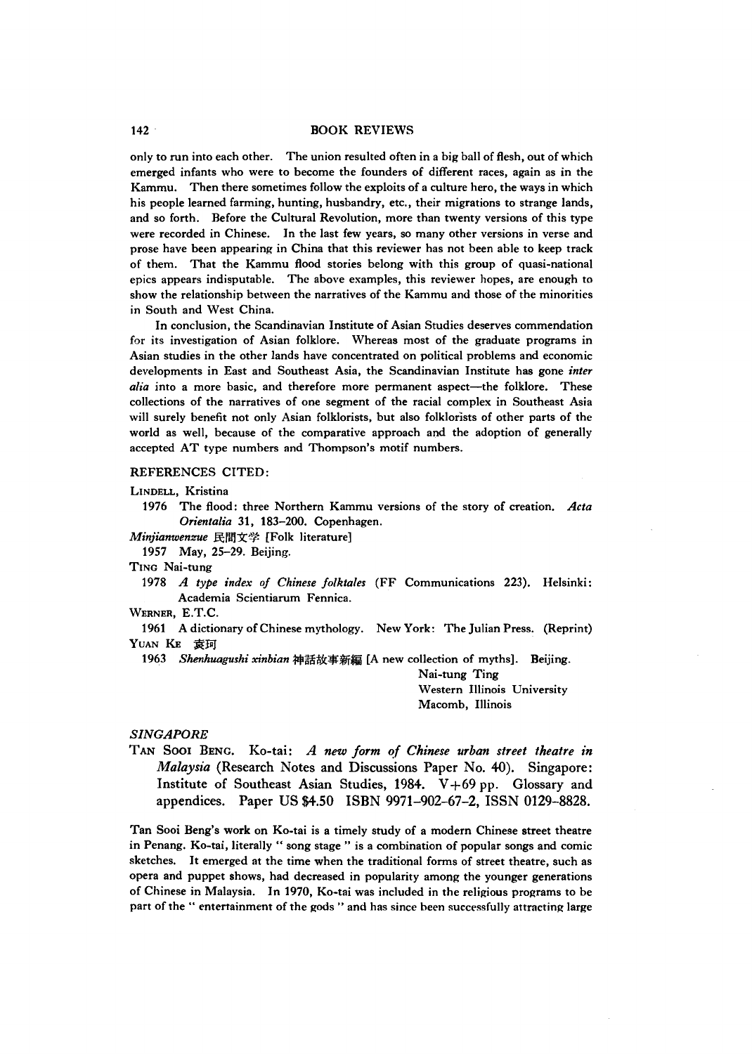only to run into each other. The union resulted often in a big ball of flesh, out of which emerged infants who were to become the founders of different races, again as in the Kammu. Then there sometimes follow the exploits of a culture hero, the ways in which his people learned farming, hunting, husbandry, etc., their migrations to strange lands, and so forth. Before the Cultural Revolution, more than twenty versions of this type were recorded in Chinese. In the last few years, so many other versions in verse and prose have been appearing in China that this reviewer has not been able to keep track of them. That the Kammu flood stories belong with this group of quasi-national epics appears indisputable. The above examples, this reviewer hopes, are enough to show the relationship between the narratives of the Kammu and those of the minorities in South and West China.

In conclusion, the Scandinavian Institute of Asian Studies deserves commendation for its investigation of Asian folklore. Whereas most of the graduate programs in Asian studies in the other lands have concentrated on political problems and economic developments in East and Southeast Asia, the Scandinavian Institute has gone *inter alia* into a more basic, and therefore more permanent aspect—the folklore. These collections of the narratives of one segment of the racial complex in Southeast Asia will surely benefit not only Asian folklorists, but also folklorists of other parts of the world as well, because of the comparative approach and the adoption of generally accepted AT type numbers and Thompson's motif numbers.

REFERENCES CITED:

LINDELL, Kristina

1976 The flood: three Northern Kammu versions of the story of creation. *Acta Orientalia* 31, 183–200. Copenhagen.

*Minjianwenzue* 民間文学 [Folk literature]

1957 May, 25–29. Beijing.

TING Nai-tung

1978 *A type index of Chinese folktales* (FF Communications 223). Helsinki: Academia Scientiarum Fennica.

WERNER, E.T.C.

1961 A dictionary of Chinese mythology. New York: The Julian Press. (Reprint)

YUAN KE 袁珂

1963 *Shenhuagushi xinbian* 神話故事新編 [A new collection of myths]. Beijing.

Nai-tung Ting
Western Illinois University
Macomb, Illinois

*SINGAPORE*

TAN SOOI BENG. Ko-tai: *A new form of Chinese urban street theatre in Malaysia* (Research Notes and Discussions Paper No. 40). Singapore: Institute of Southeast Asian Studies, 1984. V+69 pp. Glossary and appendices. Paper US $4.50 ISBN 9971-902-67-2, ISSN 0129-8828.

Tan Sooi Beng's work on Ko-tai is a timely study of a modern Chinese street theatre in Penang. Ko-tai, literally " song stage " is a combination of popular songs and comic sketches. It emerged at the time when the traditional forms of street theatre, such as opera and puppet shows, had decreased in popularity among the younger generations of Chinese in Malaysia. In 1970, Ko-tai was included in the religious programs to be part of the " entertainment of the gods " and has since been successfully attracting large